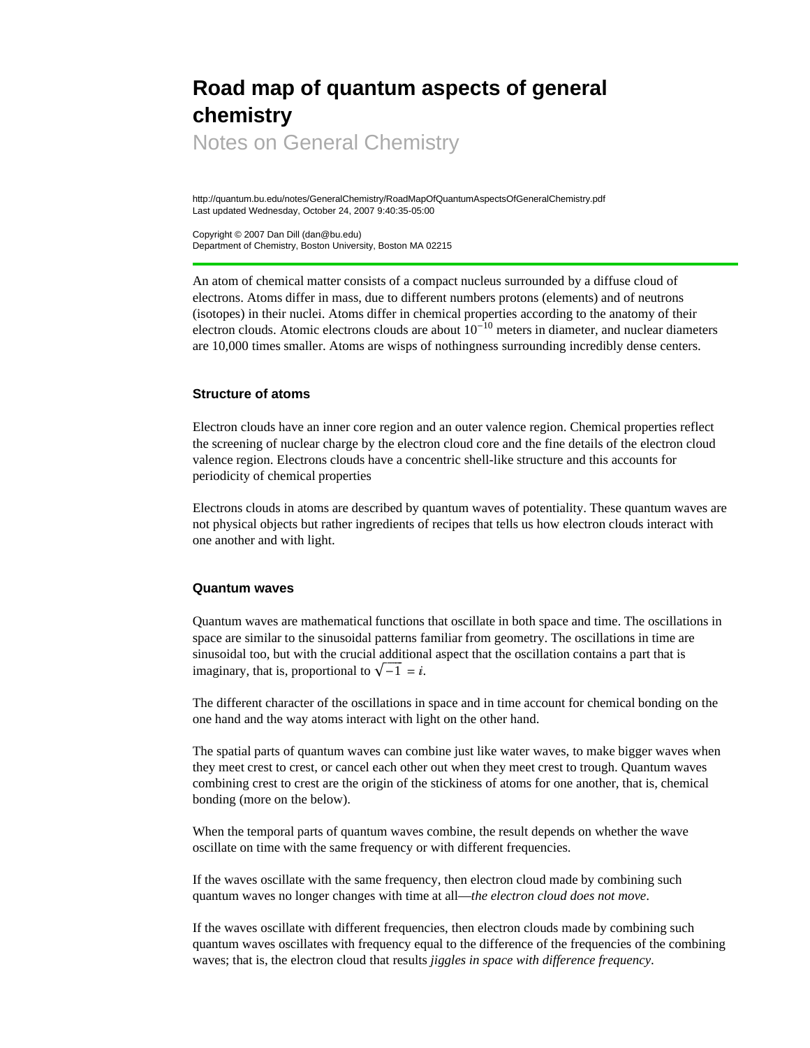# Road map of quantum aspects of general chemistry

## Notes on General Chemistry

http://quantum.bu.edu/notes/GeneralChemistry/RoadMapOfQuantumAspectsOfGeneralChemistry.pdf
Last updated Wednesday, October 24, 2007 9:40:35-05:00

Copyright © 2007 Dan Dill (dan@bu.edu)
Department of Chemistry, Boston University, Boston MA 02215

---

An atom of chemical matter consists of a compact nucleus surrounded by a diffuse cloud of electrons. Atoms differ in mass, due to different numbers protons (elements) and of neutrons (isotopes) in their nuclei. Atoms differ in chemical properties according to the anatomy of their electron clouds. Atomic electrons clouds are about $10^{-10}$ meters in diameter, and nuclear diameters are 10,000 times smaller. Atoms are wisps of nothingness surrounding incredibly dense centers.

### Structure of atoms

Electron clouds have an inner core region and an outer valence region. Chemical properties reflect the screening of nuclear charge by the electron cloud core and the fine details of the electron cloud valence region. Electrons clouds have a concentric shell-like structure and this accounts for periodicity of chemical properties

Electrons clouds in atoms are described by quantum waves of potentiality. These quantum waves are not physical objects but rather ingredients of recipes that tells us how electron clouds interact with one another and with light.

### Quantum waves

Quantum waves are mathematical functions that oscillate in both space and time. The oscillations in space are similar to the sinusoidal patterns familiar from geometry. The oscillations in time are sinusoidal too, but with the crucial additional aspect that the oscillation contains a part that is imaginary, that is, proportional to $\sqrt{-1} = i$.

The different character of the oscillations in space and in time account for chemical bonding on the one hand and the way atoms interact with light on the other hand.

The spatial parts of quantum waves can combine just like water waves, to make bigger waves when they meet crest to crest, or cancel each other out when they meet crest to trough. Quantum waves combining crest to crest are the origin of the stickiness of atoms for one another, that is, chemical bonding (more on the below).

When the temporal parts of quantum waves combine, the result depends on whether the wave oscillate on time with the same frequency or with different frequencies.

If the waves oscillate with the same frequency, then electron cloud made by combining such quantum waves no longer changes with time at all—*the electron cloud does not move*.

If the waves oscillate with different frequencies, then electron clouds made by combining such quantum waves oscillates with frequency equal to the difference of the frequencies of the combining waves; that is, the electron cloud that results *jiggles in space with difference frequency*.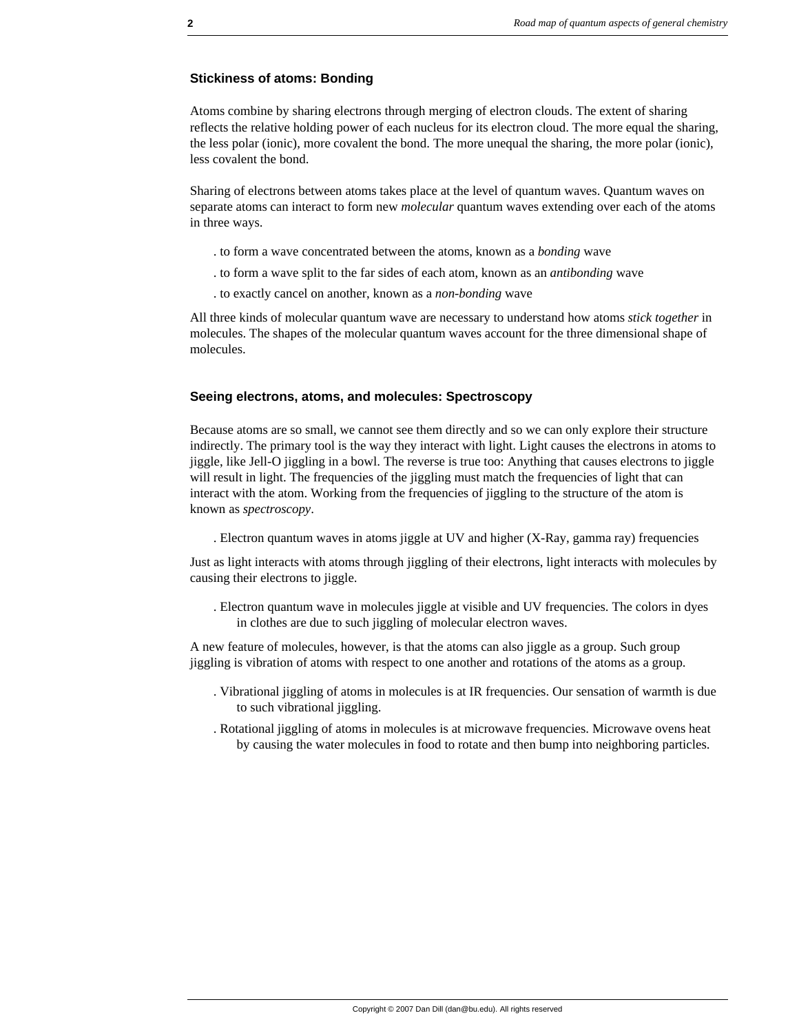### Stickiness of atoms: Bonding

Atoms combine by sharing electrons through merging of electron clouds. The extent of sharing reflects the relative holding power of each nucleus for its electron cloud. The more equal the sharing, the less polar (ionic), more covalent the bond. The more unequal the sharing, the more polar (ionic), less covalent the bond.

Sharing of electrons between atoms takes place at the level of quantum waves. Quantum waves on separate atoms can interact to form new *molecular* quantum waves extending over each of the atoms in three ways.

- to form a wave concentrated between the atoms, known as a *bonding* wave
- to form a wave split to the far sides of each atom, known as an *antibonding* wave
- to exactly cancel on another, known as a *non-bonding* wave

All three kinds of molecular quantum wave are necessary to understand how atoms *stick together* in molecules. The shapes of the molecular quantum waves account for the three dimensional shape of molecules.

### Seeing electrons, atoms, and molecules: Spectroscopy

Because atoms are so small, we cannot see them directly and so we can only explore their structure indirectly. The primary tool is the way they interact with light. Light causes the electrons in atoms to jiggle, like Jell-O jiggling in a bowl. The reverse is true too: Anything that causes electrons to jiggle will result in light. The frequencies of the jiggling must match the frequencies of light that can interact with the atom. Working from the frequencies of jiggling to the structure of the atom is known as *spectroscopy*.

- Electron quantum waves in atoms jiggle at UV and higher (X-Ray, gamma ray) frequencies

Just as light interacts with atoms through jiggling of their electrons, light interacts with molecules by causing their electrons to jiggle.

- Electron quantum wave in molecules jiggle at visible and UV frequencies. The colors in dyes in clothes are due to such jiggling of molecular electron waves.

A new feature of molecules, however, is that the atoms can also jiggle as a group. Such group jiggling is vibration of atoms with respect to one another and rotations of the atoms as a group.

- Vibrational jiggling of atoms in molecules is at IR frequencies. Our sensation of warmth is due to such vibrational jiggling.
- Rotational jiggling of atoms in molecules is at microwave frequencies. Microwave ovens heat by causing the water molecules in food to rotate and then bump into neighboring particles.